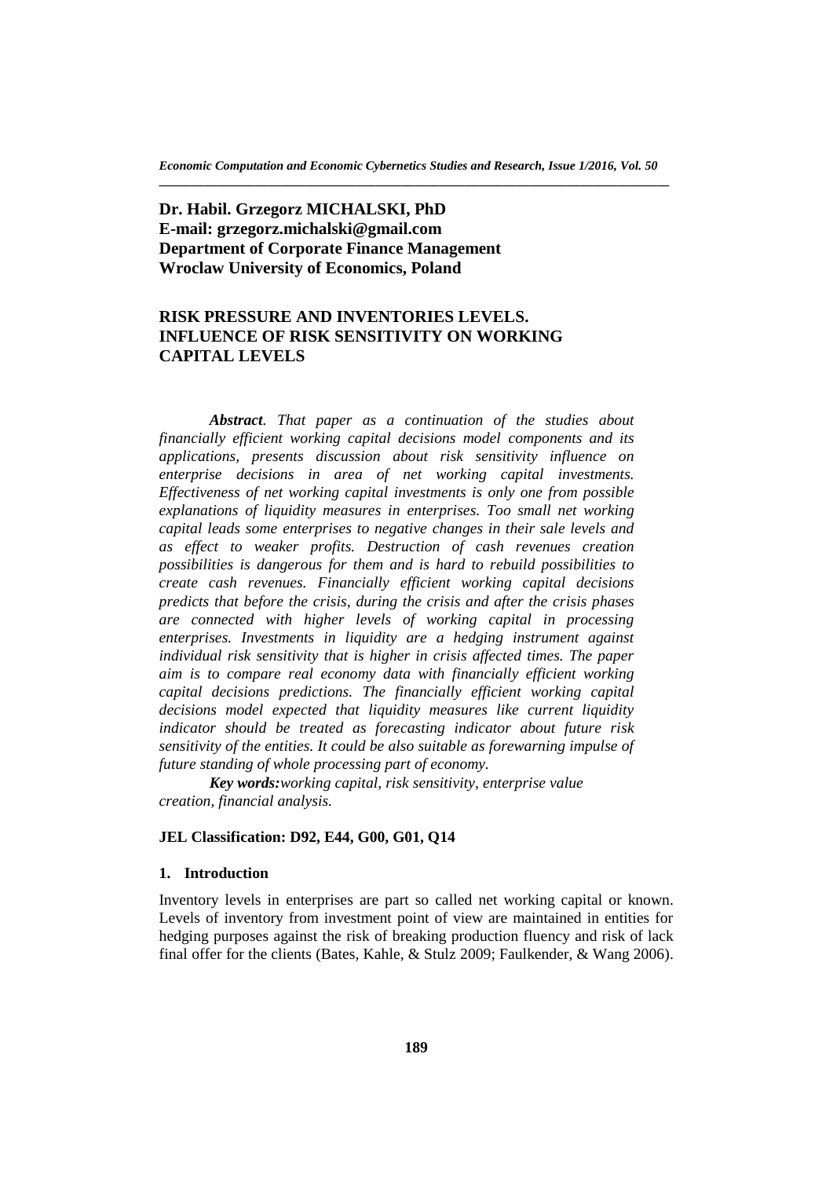**Dr. Habil. Grzegorz MICHALSKI, PhD**
**E-mail: grzegorz.michalski@gmail.com**
**Department of Corporate Finance Management**
**Wroclaw University of Economics, Poland**

# RISK PRESSURE AND INVENTORIES LEVELS. INFLUENCE OF RISK SENSITIVITY ON WORKING CAPITAL LEVELS

***Abstract**. That paper as a continuation of the studies about financially efficient working capital decisions model components and its applications, presents discussion about risk sensitivity influence on enterprise decisions in area of net working capital investments. Effectiveness of net working capital investments is only one from possible explanations of liquidity measures in enterprises. Too small net working capital leads some enterprises to negative changes in their sale levels and as effect to weaker profits. Destruction of cash revenues creation possibilities is dangerous for them and is hard to rebuild possibilities to create cash revenues. Financially efficient working capital decisions predicts that before the crisis, during the crisis and after the crisis phases are connected with higher levels of working capital in processing enterprises. Investments in liquidity are a hedging instrument against individual risk sensitivity that is higher in crisis affected times. The paper aim is to compare real economy data with financially efficient working capital decisions predictions. The financially efficient working capital decisions model expected that liquidity measures like current liquidity indicator should be treated as forecasting indicator about future risk sensitivity of the entities. It could be also suitable as forewarning impulse of future standing of whole processing part of economy.*

***Key words:** working capital, risk sensitivity, enterprise value creation, financial analysis.*

**JEL Classification: D92, E44, G00, G01, Q14**

## 1. Introduction

Inventory levels in enterprises are part so called net working capital or known. Levels of inventory from investment point of view are maintained in entities for hedging purposes against the risk of breaking production fluency and risk of lack final offer for the clients (Bates, Kahle, & Stulz 2009; Faulkender, & Wang 2006).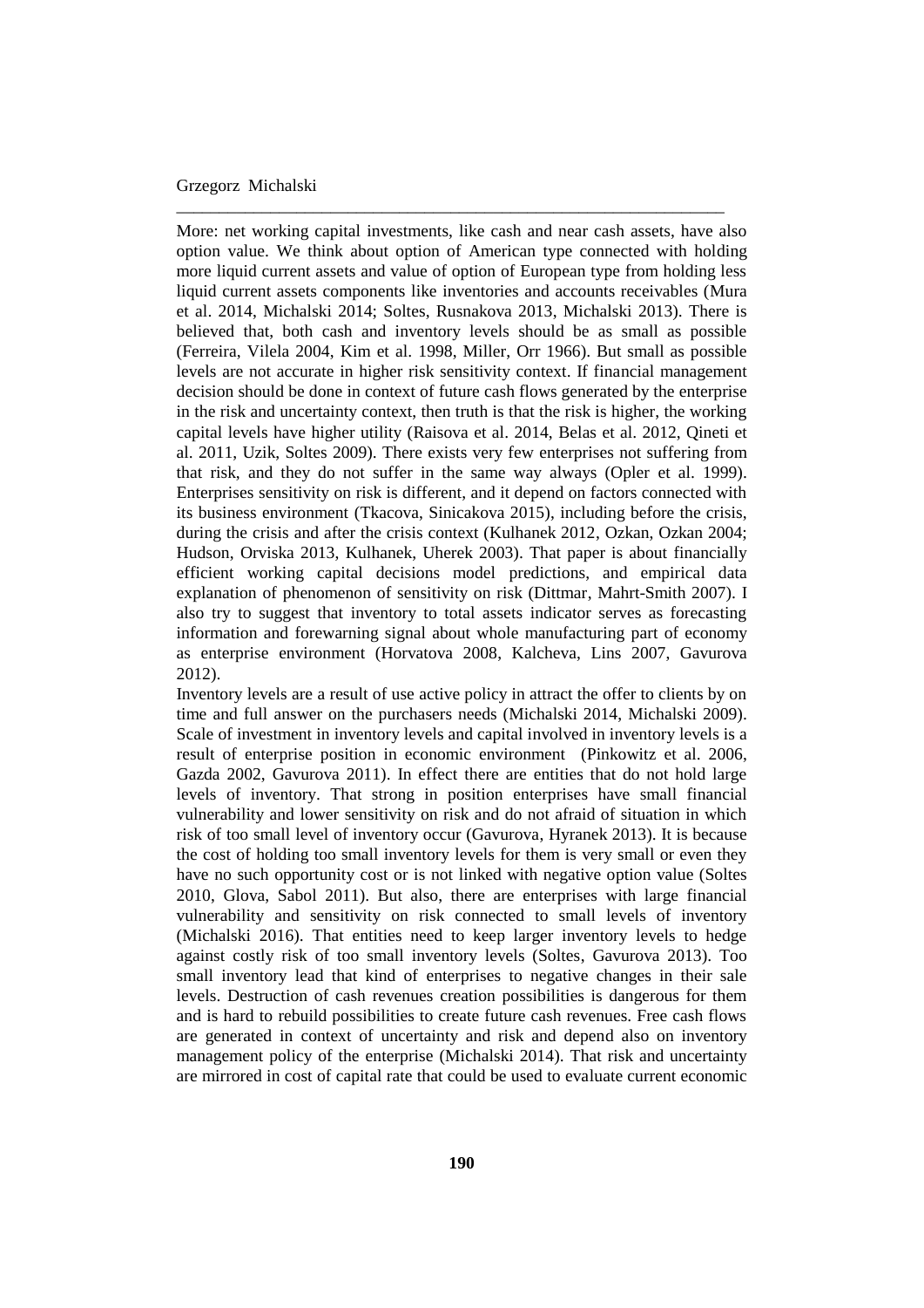More: net working capital investments, like cash and near cash assets, have also option value. We think about option of American type connected with holding more liquid current assets and value of option of European type from holding less liquid current assets components like inventories and accounts receivables (Mura et al. 2014, Michalski 2014; Soltes, Rusnakova 2013, Michalski 2013). There is believed that, both cash and inventory levels should be as small as possible (Ferreira, Vilela 2004, Kim et al. 1998, Miller, Orr 1966). But small as possible levels are not accurate in higher risk sensitivity context. If financial management decision should be done in context of future cash flows generated by the enterprise in the risk and uncertainty context, then truth is that the risk is higher, the working capital levels have higher utility (Raisova et al. 2014, Belas et al. 2012, Qineti et al. 2011, Uzik, Soltes 2009). There exists very few enterprises not suffering from that risk, and they do not suffer in the same way always (Opler et al. 1999). Enterprises sensitivity on risk is different, and it depend on factors connected with its business environment (Tkacova, Sinicakova 2015), including before the crisis, during the crisis and after the crisis context (Kulhanek 2012, Ozkan, Ozkan 2004; Hudson, Orviska 2013, Kulhanek, Uherek 2003). That paper is about financially efficient working capital decisions model predictions, and empirical data explanation of phenomenon of sensitivity on risk (Dittmar, Mahrt-Smith 2007). I also try to suggest that inventory to total assets indicator serves as forecasting information and forewarning signal about whole manufacturing part of economy as enterprise environment (Horvatova 2008, Kalcheva, Lins 2007, Gavurova 2012).

Inventory levels are a result of use active policy in attract the offer to clients by on time and full answer on the purchasers needs (Michalski 2014, Michalski 2009). Scale of investment in inventory levels and capital involved in inventory levels is a result of enterprise position in economic environment (Pinkowitz et al. 2006, Gazda 2002, Gavurova 2011). In effect there are entities that do not hold large levels of inventory. That strong in position enterprises have small financial vulnerability and lower sensitivity on risk and do not afraid of situation in which risk of too small level of inventory occur (Gavurova, Hyranek 2013). It is because the cost of holding too small inventory levels for them is very small or even they have no such opportunity cost or is not linked with negative option value (Soltes 2010, Glova, Sabol 2011). But also, there are enterprises with large financial vulnerability and sensitivity on risk connected to small levels of inventory (Michalski 2016). That entities need to keep larger inventory levels to hedge against costly risk of too small inventory levels (Soltes, Gavurova 2013). Too small inventory lead that kind of enterprises to negative changes in their sale levels. Destruction of cash revenues creation possibilities is dangerous for them and is hard to rebuild possibilities to create future cash revenues. Free cash flows are generated in context of uncertainty and risk and depend also on inventory management policy of the enterprise (Michalski 2014). That risk and uncertainty are mirrored in cost of capital rate that could be used to evaluate current economic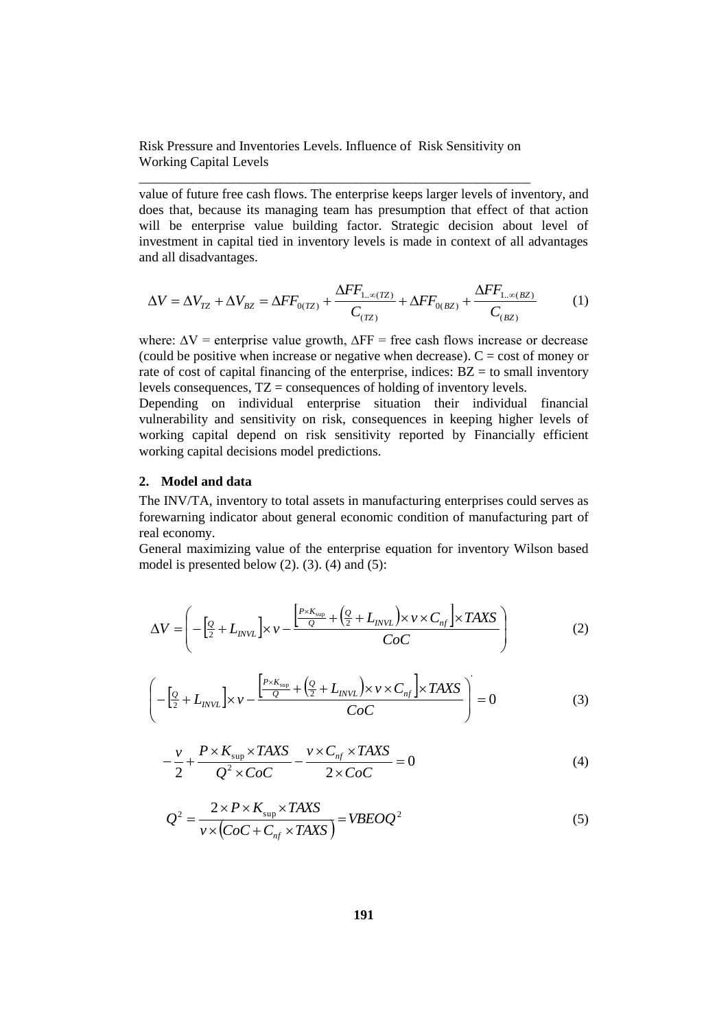value of future free cash flows. The enterprise keeps larger levels of inventory, and does that, because its managing team has presumption that effect of that action will be enterprise value building factor. Strategic decision about level of investment in capital tied in inventory levels is made in context of all advantages and all disadvantages.

$$\Delta V = \Delta V_{TZ} + \Delta V_{BZ} = \Delta FF_{0(TZ)} + \frac{\Delta FF_{1..\infty(TZ)}}{C_{(TZ)}} + \Delta FF_{0(BZ)} + \frac{\Delta FF_{1..\infty(BZ)}}{C_{(BZ)}} \tag{1}$$

where: ΔV = enterprise value growth, ΔFF = free cash flows increase or decrease (could be positive when increase or negative when decrease). C = cost of money or rate of cost of capital financing of the enterprise, indices: BZ = to small inventory levels consequences, TZ = consequences of holding of inventory levels.

Depending on individual enterprise situation their individual financial vulnerability and sensitivity on risk, consequences in keeping higher levels of working capital depend on risk sensitivity reported by Financially efficient working capital decisions model predictions.

## 2. Model and data

The INV/TA, inventory to total assets in manufacturing enterprises could serves as forewarning indicator about general economic condition of manufacturing part of real economy.

General maximizing value of the enterprise equation for inventory Wilson based model is presented below (2). (3). (4) and (5):

$$\Delta V = \left( -\left[\tfrac{Q}{2} + L_{INVL}\right] \times v - \frac{\left[\frac{P \times K_{\sup}}{Q} + \left(\frac{Q}{2} + L_{INVL}\right) \times v \times C_{nf}\right] \times TAXS}{CoC} \right) \tag{2}$$

$$\left( -\left[\tfrac{Q}{2} + L_{INVL}\right] \times v - \frac{\left[\frac{P \times K_{\sup}}{Q} + \left(\frac{Q}{2} + L_{INVL}\right) \times v \times C_{nf}\right] \times TAXS}{CoC} \right)' = 0 \tag{3}$$

$$-\frac{v}{2} + \frac{P \times K_{\sup} \times TAXS}{Q^2 \times CoC} - \frac{v \times C_{nf} \times TAXS}{2 \times CoC} = 0 \tag{4}$$

$$Q^2 = \frac{2 \times P \times K_{\sup} \times TAXS}{v \times \left(CoC + C_{nf} \times TAXS\right)} = VBEOQ^2 \tag{5}$$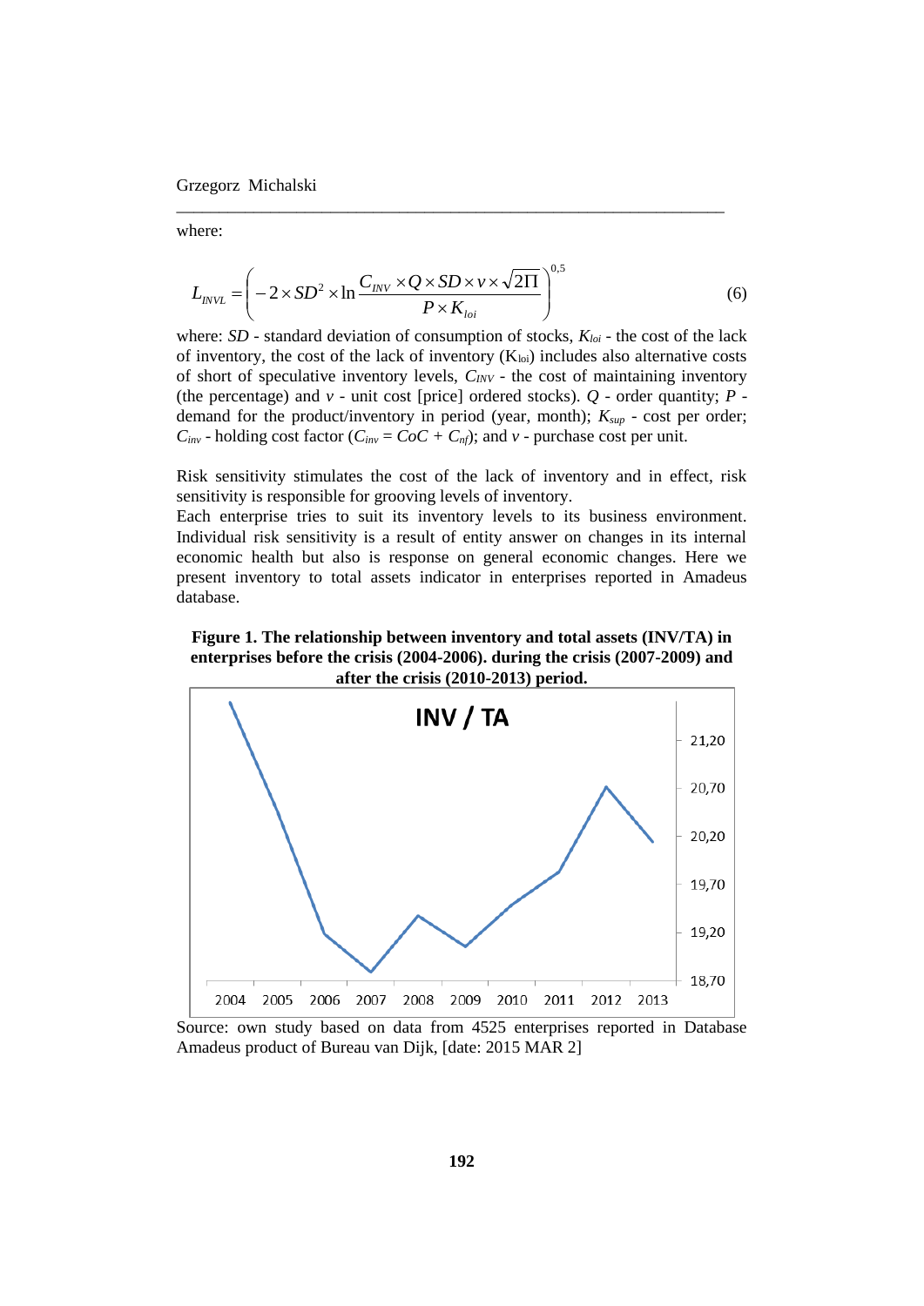where:

$$L_{INVL} = \left( -2 \times SD^2 \times \ln \frac{C_{INV} \times Q \times SD \times v \times \sqrt{2\Pi}}{P \times K_{loi}} \right)^{0,5} \tag{6}$$

where: $SD$ - standard deviation of consumption of stocks, $K_{loi}$ - the cost of the lack of inventory, the cost of the lack of inventory ($K_{loi}$) includes also alternative costs of short of speculative inventory levels, $C_{INV}$ - the cost of maintaining inventory (the percentage) and $v$ - unit cost [price] ordered stocks). $Q$ - order quantity; $P$ - demand for the product/inventory in period (year, month); $K_{sup}$ - cost per order; $C_{inv}$ - holding cost factor ($C_{inv} = CoC + C_{nf}$); and $v$ - purchase cost per unit.

Risk sensitivity stimulates the cost of the lack of inventory and in effect, risk sensitivity is responsible for grooving levels of inventory.

Each enterprise tries to suit its inventory levels to its business environment. Individual risk sensitivity is a result of entity answer on changes in its internal economic health but also is response on general economic changes. Here we present inventory to total assets indicator in enterprises reported in Amadeus database.

**Figure 1. The relationship between inventory and total assets (INV/TA) in enterprises before the crisis (2004-2006). during the crisis (2007-2009) and after the crisis (2010-2013) period.**

Source: own study based on data from 4525 enterprises reported in Database Amadeus product of Bureau van Dijk, [date: 2015 MAR 2]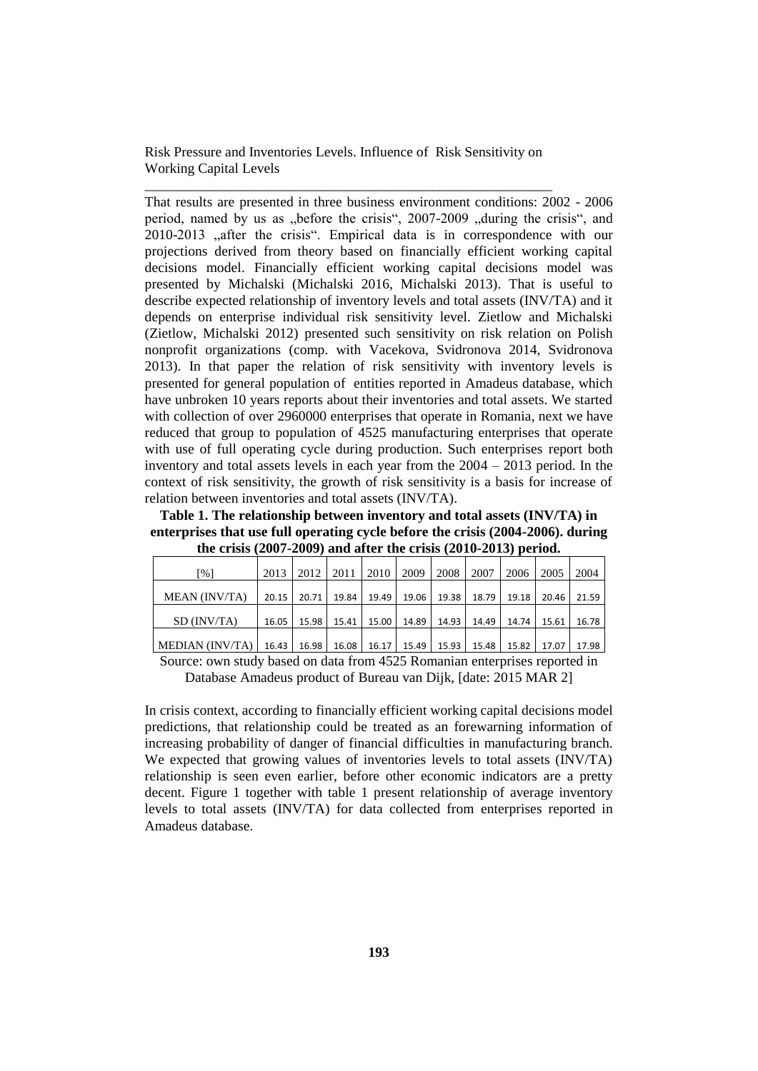That results are presented in three business environment conditions: 2002 - 2006 period, named by us as „before the crisis“, 2007-2009 „during the crisis“, and 2010-2013 „after the crisis“. Empirical data is in correspondence with our projections derived from theory based on financially efficient working capital decisions model. Financially efficient working capital decisions model was presented by Michalski (Michalski 2016, Michalski 2013). That is useful to describe expected relationship of inventory levels and total assets (INV/TA) and it depends on enterprise individual risk sensitivity level. Zietlow and Michalski (Zietlow, Michalski 2012) presented such sensitivity on risk relation on Polish nonprofit organizations (comp. with Vacekova, Svidronova 2014, Svidronova 2013). In that paper the relation of risk sensitivity with inventory levels is presented for general population of entities reported in Amadeus database, which have unbroken 10 years reports about their inventories and total assets. We started with collection of over 2960000 enterprises that operate in Romania, next we have reduced that group to population of 4525 manufacturing enterprises that operate with use of full operating cycle during production. Such enterprises report both inventory and total assets levels in each year from the 2004 – 2013 period. In the context of risk sensitivity, the growth of risk sensitivity is a basis for increase of relation between inventories and total assets (INV/TA).

**Table 1. The relationship between inventory and total assets (INV/TA) in enterprises that use full operating cycle before the crisis (2004-2006). during the crisis (2007-2009) and after the crisis (2010-2013) period.**

| [%] | 2013 | 2012 | 2011 | 2010 | 2009 | 2008 | 2007 | 2006 | 2005 | 2004 |
|---|---|---|---|---|---|---|---|---|---|---|
| MEAN (INV/TA) | 20.15 | 20.71 | 19.84 | 19.49 | 19.06 | 19.38 | 18.79 | 19.18 | 20.46 | 21.59 |
| SD (INV/TA) | 16.05 | 15.98 | 15.41 | 15.00 | 14.89 | 14.93 | 14.49 | 14.74 | 15.61 | 16.78 |
| MEDIAN (INV/TA) | 16.43 | 16.98 | 16.08 | 16.17 | 15.49 | 15.93 | 15.48 | 15.82 | 17.07 | 17.98 |

Source: own study based on data from 4525 Romanian enterprises reported in Database Amadeus product of Bureau van Dijk, [date: 2015 MAR 2]

In crisis context, according to financially efficient working capital decisions model predictions, that relationship could be treated as an forewarning information of increasing probability of danger of financial difficulties in manufacturing branch. We expected that growing values of inventories levels to total assets (INV/TA) relationship is seen even earlier, before other economic indicators are a pretty decent. Figure 1 together with table 1 present relationship of average inventory levels to total assets (INV/TA) for data collected from enterprises reported in Amadeus database.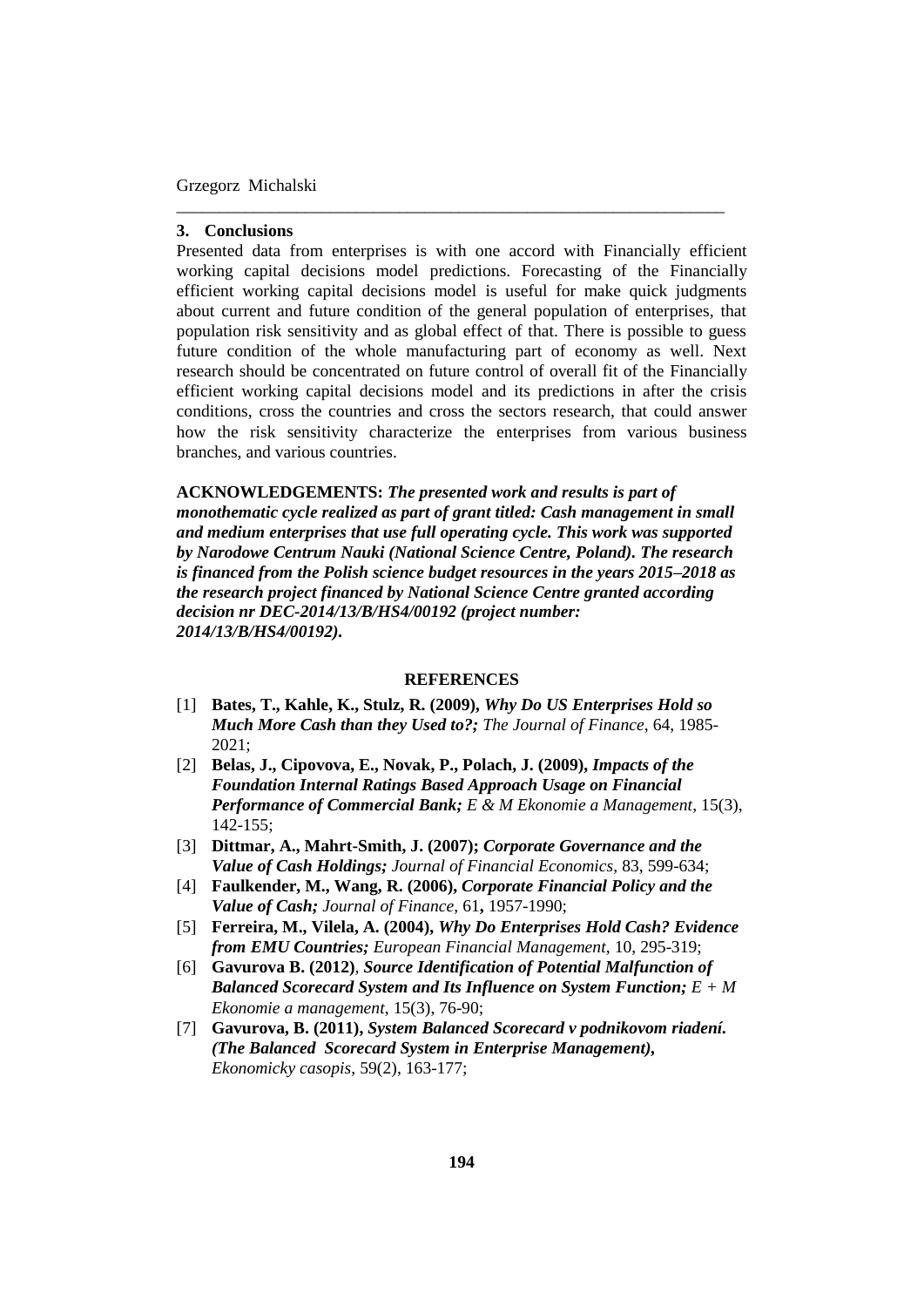## 3. Conclusions

Presented data from enterprises is with one accord with Financially efficient working capital decisions model predictions. Forecasting of the Financially efficient working capital decisions model is useful for make quick judgments about current and future condition of the general population of enterprises, that population risk sensitivity and as global effect of that. There is possible to guess future condition of the whole manufacturing part of economy as well. Next research should be concentrated on future control of overall fit of the Financially efficient working capital decisions model and its predictions in after the crisis conditions, cross the countries and cross the sectors research, that could answer how the risk sensitivity characterize the enterprises from various business branches, and various countries.

**ACKNOWLEDGEMENTS:** ***The presented work and results is part of monothematic cycle realized as part of grant titled: Cash management in small and medium enterprises that use full operating cycle. This work was supported by Narodowe Centrum Nauki (National Science Centre, Poland). The research is financed from the Polish science budget resources in the years 2015–2018 as the research project financed by National Science Centre granted according decision nr DEC-2014/13/B/HS4/00192 (project number: 2014/13/B/HS4/00192).***

### REFERENCES

[1] **Bates, T., Kahle, K., Stulz, R. (2009),** ***Why Do US Enterprises Hold so Much More Cash than they Used to?;*** *The Journal of Finance*, 64, 1985-2021;

[2] **Belas, J., Cipovova, E., Novak, P., Polach, J. (2009),** ***Impacts of the Foundation Internal Ratings Based Approach Usage on Financial Performance of Commercial Bank;*** *E & M Ekonomie a Management*, 15(3), 142-155;

[3] **Dittmar, A., Mahrt-Smith, J. (2007);** ***Corporate Governance and the Value of Cash Holdings;*** *Journal of Financial Economics*, 83, 599-634;

[4] **Faulkender, M., Wang, R. (2006),** ***Corporate Financial Policy and the Value of Cash;*** *Journal of Finance*, 61**,** 1957-1990;

[5] **Ferreira, M., Vilela, A. (2004),** ***Why Do Enterprises Hold Cash? Evidence from EMU Countries;*** *European Financial Management*, 10, 295-319;

[6] **Gavurova B. (2012)**, ***Source Identification of Potential Malfunction of Balanced Scorecard System and Its Influence on System Function;*** *E + M Ekonomie a management*, 15(3), 76-90;

[7] **Gavurova, B. (2011),** ***System Balanced Scorecard v podnikovom riadení. (The Balanced Scorecard System in Enterprise Management),*** *Ekonomicky casopis*, 59(2), 163-177;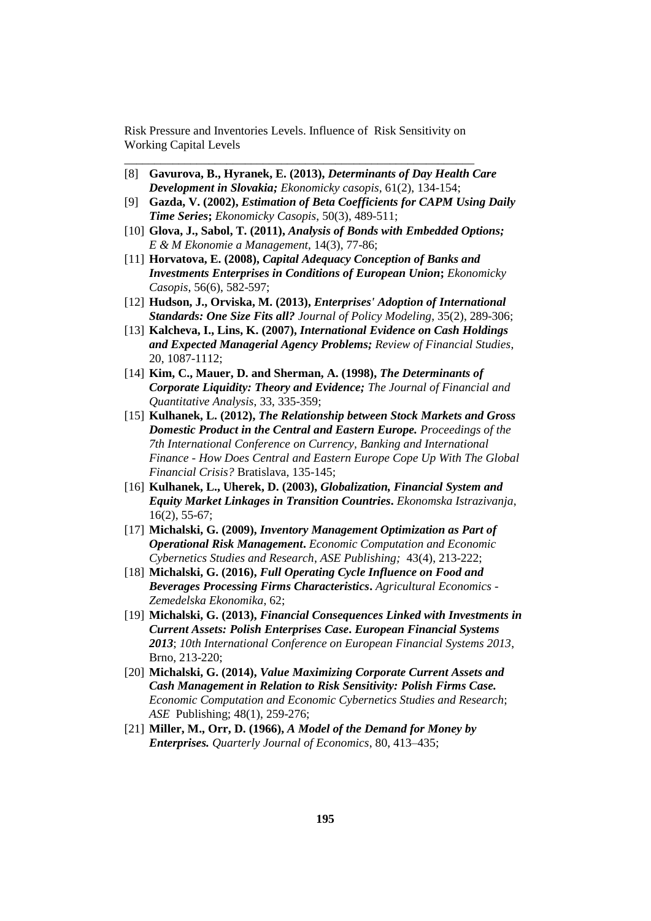[8] **Gavurova, B., Hyranek, E. (2013),** ***Determinants of Day Health Care Development in Slovakia;*** *Ekonomicky casopis*, 61(2), 134-154;

[9] **Gazda, V. (2002),** ***Estimation of Beta Coefficients for CAPM Using Daily Time Series*****;** *Ekonomicky Casopis*, 50(3), 489-511;

[10] **Glova, J., Sabol, T. (2011),** ***Analysis of Bonds with Embedded Options;*** *E & M Ekonomie a Management*, 14(3), 77-86;

[11] **Horvatova, E. (2008),** ***Capital Adequacy Conception of Banks and Investments Enterprises in Conditions of European Union*****;** *Ekonomicky Casopis*, 56(6), 582-597;

[12] **Hudson, J., Orviska, M. (2013),** ***Enterprises' Adoption of International Standards: One Size Fits all?*** *Journal of Policy Modeling*, 35(2), 289-306;

[13] **Kalcheva, I., Lins, K. (2007),** ***International Evidence on Cash Holdings and Expected Managerial Agency Problems;*** *Review of Financial Studies*, 20, 1087-1112;

[14] **Kim, C., Mauer, D. and Sherman, A. (1998),** ***The Determinants of Corporate Liquidity: Theory and Evidence;*** *The Journal of Financial and Quantitative Analysis*, 33, 335-359;

[15] **Kulhanek, L. (2012),** ***The Relationship between Stock Markets and Gross Domestic Product in the Central and Eastern Europe.*** *Proceedings of the 7th International Conference on Currency, Banking and International Finance - How Does Central and Eastern Europe Cope Up With The Global Financial Crisis?* Bratislava, 135-145;

[16] **Kulhanek, L., Uherek, D. (2003),** ***Globalization, Financial System and Equity Market Linkages in Transition Countries*****.** *Ekonomska Istrazivanja*, 16(2), 55-67;

[17] **Michalski, G. (2009),** ***Inventory Management Optimization as Part of Operational Risk Management*****.** *Economic Computation and Economic Cybernetics Studies and Research*, *ASE Publishing;* 43(4), 213-222;

[18] **Michalski, G. (2016),** ***Full Operating Cycle Influence on Food and Beverages Processing Firms Characteristics*****.** *Agricultural Economics - Zemedelska Ekonomika*, 62;

[19] **Michalski, G. (2013),** ***Financial Consequences Linked with Investments in Current Assets: Polish Enterprises Case*****.** ***European Financial Systems 2013***; *10th International Conference on European Financial Systems 2013*, Brno, 213-220;

[20] **Michalski, G. (2014),** ***Value Maximizing Corporate Current Assets and Cash Management in Relation to Risk Sensitivity: Polish Firms Case.*** *Economic Computation and Economic Cybernetics Studies and Research*; *ASE* Publishing; 48(1), 259-276;

[21] **Miller, M., Orr, D. (1966),** ***A Model of the Demand for Money by Enterprises.*** *Quarterly Journal of Economics*, 80, 413–435;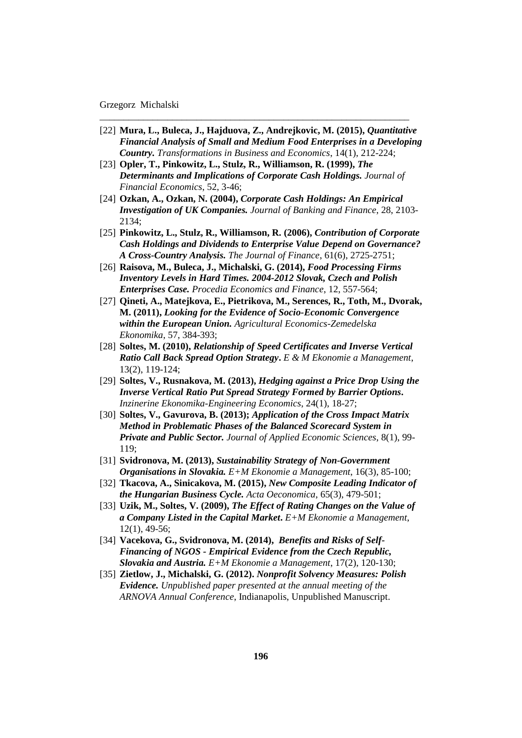[22] **Mura, L., Buleca, J., Hajduova, Z., Andrejkovic, M. (2015), *Quantitative Financial Analysis of Small and Medium Food Enterprises in a Developing Country.*** *Transformations in Business and Economics*, 14(1), 212-224;

[23] **Opler, T., Pinkowitz, L., Stulz, R., Williamson, R. (1999), *The Determinants and Implications of Corporate Cash Holdings.*** *Journal of Financial Economics*, 52, 3-46;

[24] **Ozkan, A., Ozkan, N. (2004), *Corporate Cash Holdings: An Empirical Investigation of UK Companies.*** *Journal of Banking and Finance*, 28, 2103-2134;

[25] **Pinkowitz, L., Stulz, R., Williamson, R. (2006), *Contribution of Corporate Cash Holdings and Dividends to Enterprise Value Depend on Governance? A Cross-Country Analysis.*** *The Journal of Finance*, 61(6), 2725-2751;

[26] **Raisova, M., Buleca, J., Michalski, G. (2014), *Food Processing Firms Inventory Levels in Hard Times. 2004-2012 Slovak, Czech and Polish Enterprises Case.*** *Procedia Economics and Finance*, 12, 557-564;

[27] **Qineti, A., Matejkova, E., Pietrikova, M., Serences, R., Toth, M., Dvorak, M. (2011), *Looking for the Evidence of Socio-Economic Convergence within the European Union.*** *Agricultural Economics-Zemedelska Ekonomika*, 57, 384-393;

[28] **Soltes, M. (2010), *Relationship of Speed Certificates and Inverse Vertical Ratio Call Back Spread Option Strategy*.** *E & M Ekonomie a Management*, 13(2), 119-124;

[29] **Soltes, V., Rusnakova, M. (2013), *Hedging against a Price Drop Using the Inverse Vertical Ratio Put Spread Strategy Formed by Barrier Options*.** *Inzinerine Ekonomika-Engineering Economics*, 24(1), 18-27;

[30] **Soltes, V., Gavurova, B. (2013); *Application of the Cross Impact Matrix Method in Problematic Phases of the Balanced Scorecard System in Private and Public Sector.*** *Journal of Applied Economic Sciences*, 8(1), 99-119;

[31] **Svidronova, M. (2013), *Sustainability Strategy of Non-Government Organisations in Slovakia.*** *E+M Ekonomie a Management*, 16(3), 85-100;

[32] **Tkacova, A., Sinicakova, M. (2015), *New Composite Leading Indicator of the Hungarian Business Cycle.*** *Acta Oeconomica*, 65(3), 479-501;

[33] **Uzik, M., Soltes, V. (2009), *The Effect of Rating Changes on the Value of a Company Listed in the Capital Market*.** *E+M Ekonomie a Management*, 12(1), 49-56;

[34] **Vacekova, G., Svidronova, M. (2014), *Benefits and Risks of Self-Financing of NGOS - Empirical Evidence from the Czech Republic, Slovakia and Austria.*** *E+M Ekonomie a Management*, 17(2), 120-130;

[35] **Zietlow, J., Michalski, G. (2012). *Nonprofit Solvency Measures: Polish Evidence.*** *Unpublished paper presented at the annual meeting of the ARNOVA Annual Conference*, Indianapolis, Unpublished Manuscript.